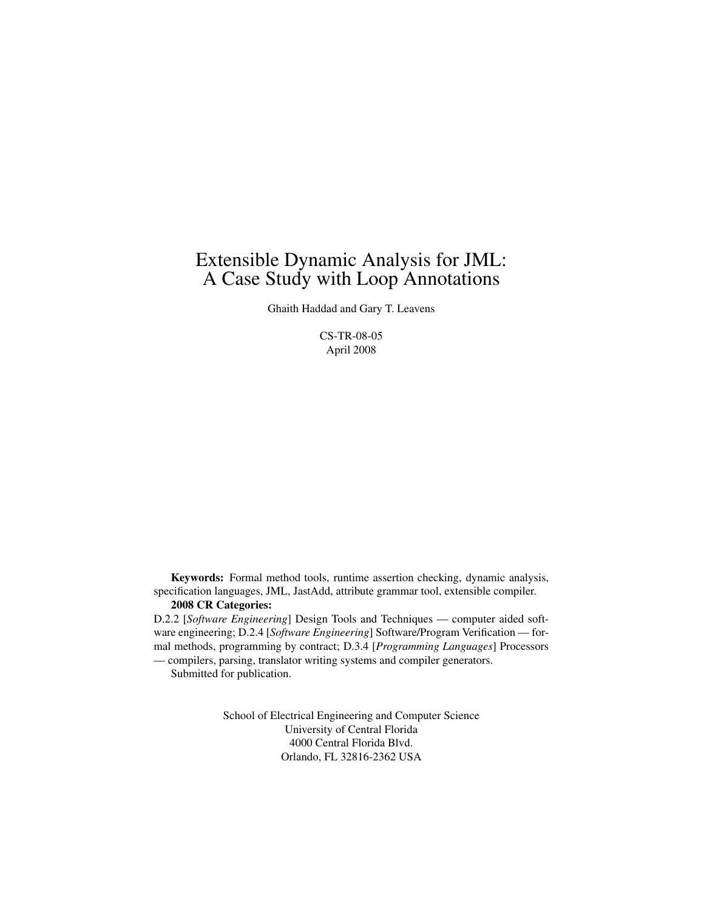# Extensible Dynamic Analysis for JML: A Case Study with Loop Annotations

Ghaith Haddad and Gary T. Leavens

CS-TR-08-05
April 2008

**Keywords:** Formal method tools, runtime assertion checking, dynamic analysis, specification languages, JML, JastAdd, attribute grammar tool, extensible compiler.

**2008 CR Categories:**
D.2.2 [*Software Engineering*] Design Tools and Techniques — computer aided software engineering; D.2.4 [*Software Engineering*] Software/Program Verification — formal methods, programming by contract; D.3.4 [*Programming Languages*] Processors — compilers, parsing, translator writing systems and compiler generators.

Submitted for publication.

School of Electrical Engineering and Computer Science
University of Central Florida
4000 Central Florida Blvd.
Orlando, FL 32816-2362 USA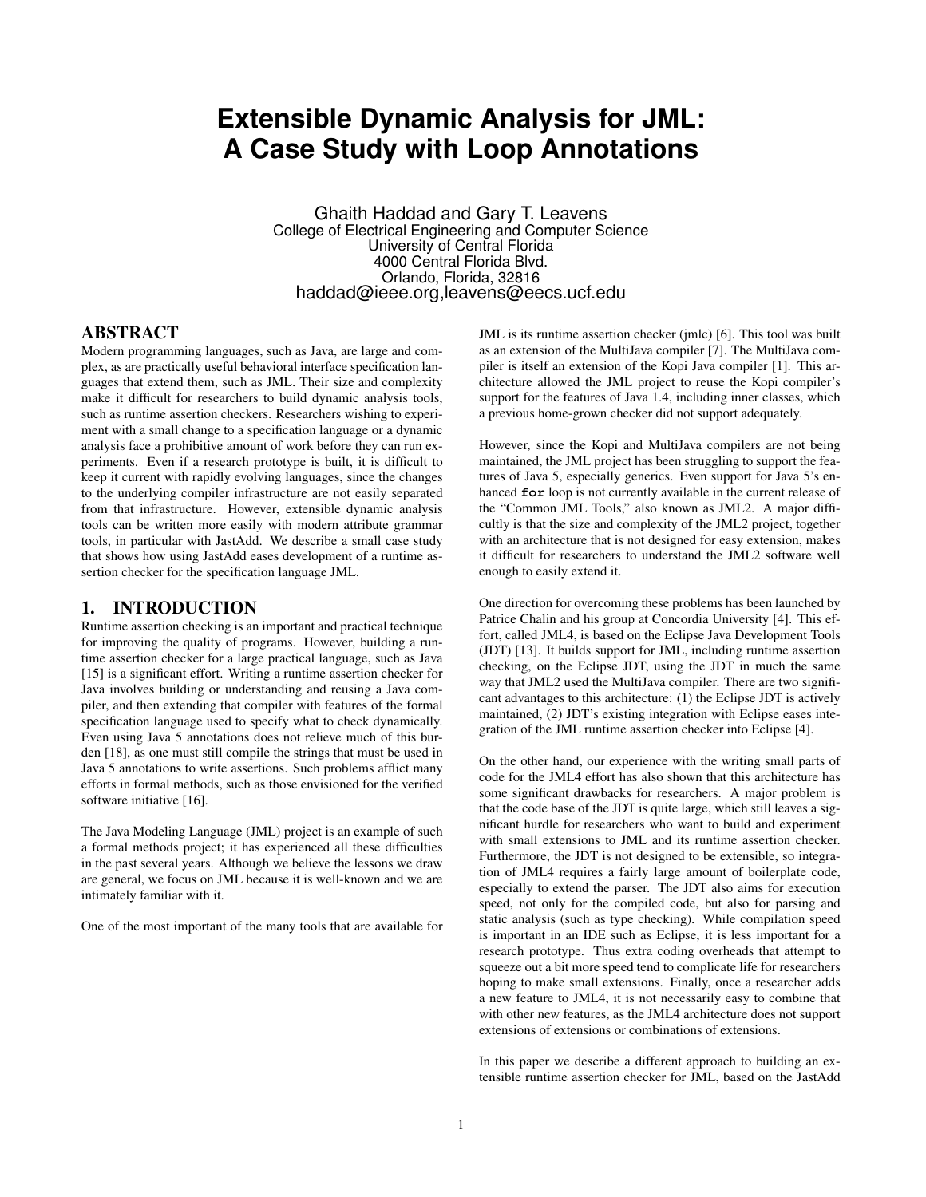# Extensible Dynamic Analysis for JML: A Case Study with Loop Annotations

Ghaith Haddad and Gary T. Leavens
College of Electrical Engineering and Computer Science
University of Central Florida
4000 Central Florida Blvd.
Orlando, Florida, 32816
haddad@ieee.org,leavens@eecs.ucf.edu

## ABSTRACT

Modern programming languages, such as Java, are large and complex, as are practically useful behavioral interface specification languages that extend them, such as JML. Their size and complexity make it difficult for researchers to build dynamic analysis tools, such as runtime assertion checkers. Researchers wishing to experiment with a small change to a specification language or a dynamic analysis face a prohibitive amount of work before they can run experiments. Even if a research prototype is built, it is difficult to keep it current with rapidly evolving languages, since the changes to the underlying compiler infrastructure are not easily separated from that infrastructure. However, extensible dynamic analysis tools can be written more easily with modern attribute grammar tools, in particular with JastAdd. We describe a small case study that shows how using JastAdd eases development of a runtime assertion checker for the specification language JML.

## 1. INTRODUCTION

Runtime assertion checking is an important and practical technique for improving the quality of programs. However, building a runtime assertion checker for a large practical language, such as Java [15] is a significant effort. Writing a runtime assertion checker for Java involves building or understanding and reusing a Java compiler, and then extending that compiler with features of the formal specification language used to specify what to check dynamically. Even using Java 5 annotations does not relieve much of this burden [18], as one must still compile the strings that must be used in Java 5 annotations to write assertions. Such problems afflict many efforts in formal methods, such as those envisioned for the verified software initiative [16].

The Java Modeling Language (JML) project is an example of such a formal methods project; it has experienced all these difficulties in the past several years. Although we believe the lessons we draw are general, we focus on JML because it is well-known and we are intimately familiar with it.

One of the most important of the many tools that are available for JML is its runtime assertion checker (jmlc) [6]. This tool was built as an extension of the MultiJava compiler [7]. The MultiJava compiler is itself an extension of the Kopi Java compiler [1]. This architecture allowed the JML project to reuse the Kopi compiler's support for the features of Java 1.4, including inner classes, which a previous home-grown checker did not support adequately.

However, since the Kopi and MultiJava compilers are not being maintained, the JML project has been struggling to support the features of Java 5, especially generics. Even support for Java 5's enhanced **`for`** loop is not currently available in the current release of the "Common JML Tools," also known as JML2. A major difficultly is that the size and complexity of the JML2 project, together with an architecture that is not designed for easy extension, makes it difficult for researchers to understand the JML2 software well enough to easily extend it.

One direction for overcoming these problems has been launched by Patrice Chalin and his group at Concordia University [4]. This effort, called JML4, is based on the Eclipse Java Development Tools (JDT) [13]. It builds support for JML, including runtime assertion checking, on the Eclipse JDT, using the JDT in much the same way that JML2 used the MultiJava compiler. There are two significant advantages to this architecture: (1) the Eclipse JDT is actively maintained, (2) JDT's existing integration with Eclipse eases integration of the JML runtime assertion checker into Eclipse [4].

On the other hand, our experience with the writing small parts of code for the JML4 effort has also shown that this architecture has some significant drawbacks for researchers. A major problem is that the code base of the JDT is quite large, which still leaves a significant hurdle for researchers who want to build and experiment with small extensions to JML and its runtime assertion checker. Furthermore, the JDT is not designed to be extensible, so integration of JML4 requires a fairly large amount of boilerplate code, especially to extend the parser. The JDT also aims for execution speed, not only for the compiled code, but also for parsing and static analysis (such as type checking). While compilation speed is important in an IDE such as Eclipse, it is less important for a research prototype. Thus extra coding overheads that attempt to squeeze out a bit more speed tend to complicate life for researchers hoping to make small extensions. Finally, once a researcher adds a new feature to JML4, it is not necessarily easy to combine that with other new features, as the JML4 architecture does not support extensions of extensions or combinations of extensions.

In this paper we describe a different approach to building an extensible runtime assertion checker for JML, based on the JastAdd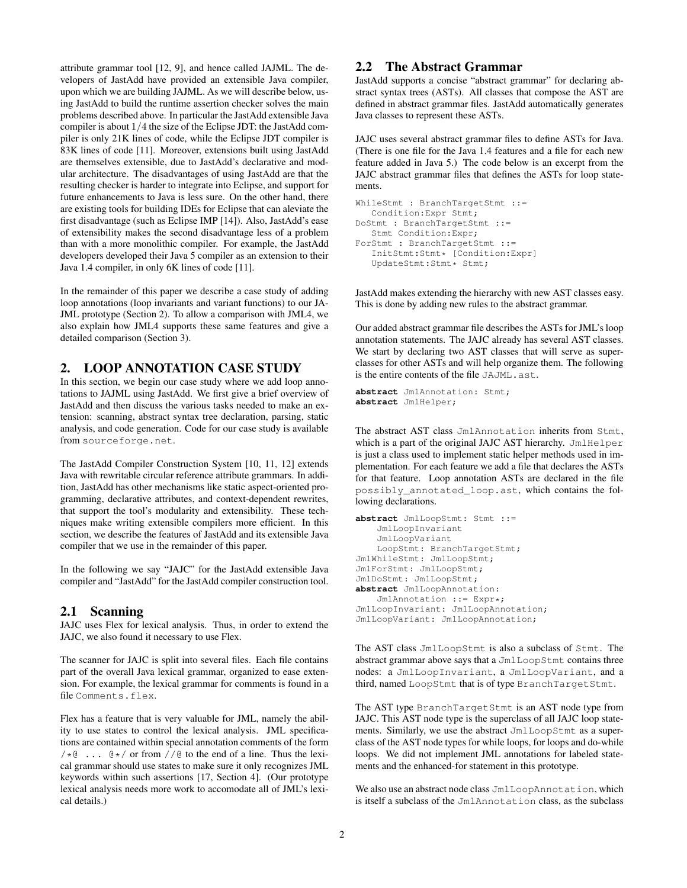attribute grammar tool [12, 9], and hence called JAJML. The developers of JastAdd have provided an extensible Java compiler, upon which we are building JAJML. As we will describe below, using JastAdd to build the runtime assertion checker solves the main problems described above. In particular the JastAdd extensible Java compiler is about $1/4$ the size of the Eclipse JDT: the JastAdd compiler is only 21K lines of code, while the Eclipse JDT compiler is 83K lines of code [11]. Moreover, extensions built using JastAdd are themselves extensible, due to JastAdd's declarative and modular architecture. The disadvantages of using JastAdd are that the resulting checker is harder to integrate into Eclipse, and support for future enhancements to Java is less sure. On the other hand, there are existing tools for building IDEs for Eclipse that can aleviate the first disadvantage (such as Eclipse IMP [14]). Also, JastAdd's ease of extensibility makes the second disadvantage less of a problem than with a more monolithic compiler. For example, the JastAdd developers developed their Java 5 compiler as an extension to their Java 1.4 compiler, in only 6K lines of code [11].

In the remainder of this paper we describe a case study of adding loop annotations (loop invariants and variant functions) to our JAJML prototype (Section 2). To allow a comparison with JML4, we also explain how JML4 supports these same features and give a detailed comparison (Section 3).

## 2. LOOP ANNOTATION CASE STUDY

In this section, we begin our case study where we add loop annotations to JAJML using JastAdd. We first give a brief overview of JastAdd and then discuss the various tasks needed to make an extension: scanning, abstract syntax tree declaration, parsing, static analysis, and code generation. Code for our case study is available from `sourceforge.net`.

The JastAdd Compiler Construction System [10, 11, 12] extends Java with rewritable circular reference attribute grammars. In addition, JastAdd has other mechanisms like static aspect-oriented programming, declarative attributes, and context-dependent rewrites, that support the tool's modularity and extensibility. These techniques make writing extensible compilers more efficient. In this section, we describe the features of JastAdd and its extensible Java compiler that we use in the remainder of this paper.

In the following we say "JAJC" for the JastAdd extensible Java compiler and "JastAdd" for the JastAdd compiler construction tool.

### 2.1 Scanning

JAJC uses Flex for lexical analysis. Thus, in order to extend the JAJC, we also found it necessary to use Flex.

The scanner for JAJC is split into several files. Each file contains part of the overall Java lexical grammar, organized to ease extension. For example, the lexical grammar for comments is found in a file `Comments.flex`.

Flex has a feature that is very valuable for JML, namely the ability to use states to control the lexical analysis. JML specifications are contained within special annotation comments of the form `/*@ ... @*/` or from `//@` to the end of a line. Thus the lexical grammar should use states to make sure it only recognizes JML keywords within such assertions [17, Section 4]. (Our prototype lexical analysis needs more work to accomodate all of JML's lexical details.)

### 2.2 The Abstract Grammar

JastAdd supports a concise "abstract grammar" for declaring abstract syntax trees (ASTs). All classes that compose the AST are defined in abstract grammar files. JastAdd automatically generates Java classes to represent these ASTs.

JAJC uses several abstract grammar files to define ASTs for Java. (There is one file for the Java 1.4 features and a file for each new feature added in Java 5.) The code below is an excerpt from the JAJC abstract grammar files that defines the ASTs for loop statements.

```
WhileStmt : BranchTargetStmt ::=
   Condition:Expr Stmt;
DoStmt : BranchTargetStmt ::=
   Stmt Condition:Expr;
ForStmt : BranchTargetStmt ::=
   InitStmt:Stmt* [Condition:Expr]
   UpdateStmt:Stmt* Stmt;
```

JastAdd makes extending the hierarchy with new AST classes easy. This is done by adding new rules to the abstract grammar.

Our added abstract grammar file describes the ASTs for JML's loop annotation statements. The JAJC already has several AST classes. We start by declaring two AST classes that will serve as superclasses for other ASTs and will help organize them. The following is the entire contents of the file `JAJML.ast`.

```
abstract JmlAnnotation: Stmt;
abstract JmlHelper;
```

The abstract AST class `JmlAnnotation` inherits from `Stmt`, which is a part of the original JAJC AST hierarchy. `JmlHelper` is just a class used to implement static helper methods used in implementation. For each feature we add a file that declares the ASTs for that feature. Loop annotation ASTs are declared in the file `possibly_annotated_loop.ast`, which contains the following declarations.

```
abstract JmlLoopStmt: Stmt ::=
    JmlLoopInvariant
    JmlLoopVariant
    LoopStmt: BranchTargetStmt;
JmlWhileStmt: JmlLoopStmt;
JmlForStmt: JmlLoopStmt;
JmlDoStmt: JmlLoopStmt;
abstract JmlLoopAnnotation:
    JmlAnnotation ::= Expr*;
JmlLoopInvariant: JmlLoopAnnotation;
JmlLoopVariant: JmlLoopAnnotation;
```

The AST class `JmlLoopStmt` is also a subclass of `Stmt`. The abstract grammar above says that a `JmlLoopStmt` contains three nodes: a `JmlLoopInvariant`, a `JmlLoopVariant`, and a third, named `LoopStmt` that is of type `BranchTargetStmt`.

The AST type `BranchTargetStmt` is an AST node type from JAJC. This AST node type is the superclass of all JAJC loop statements. Similarly, we use the abstract `JmlLoopStmt` as a superclass of the AST node types for while loops, for loops and do-while loops. We did not implement JML annotations for labeled statements and the enhanced-for statement in this prototype.

We also use an abstract node class `JmlLoopAnnotation`, which is itself a subclass of the `JmlAnnotation` class, as the subclass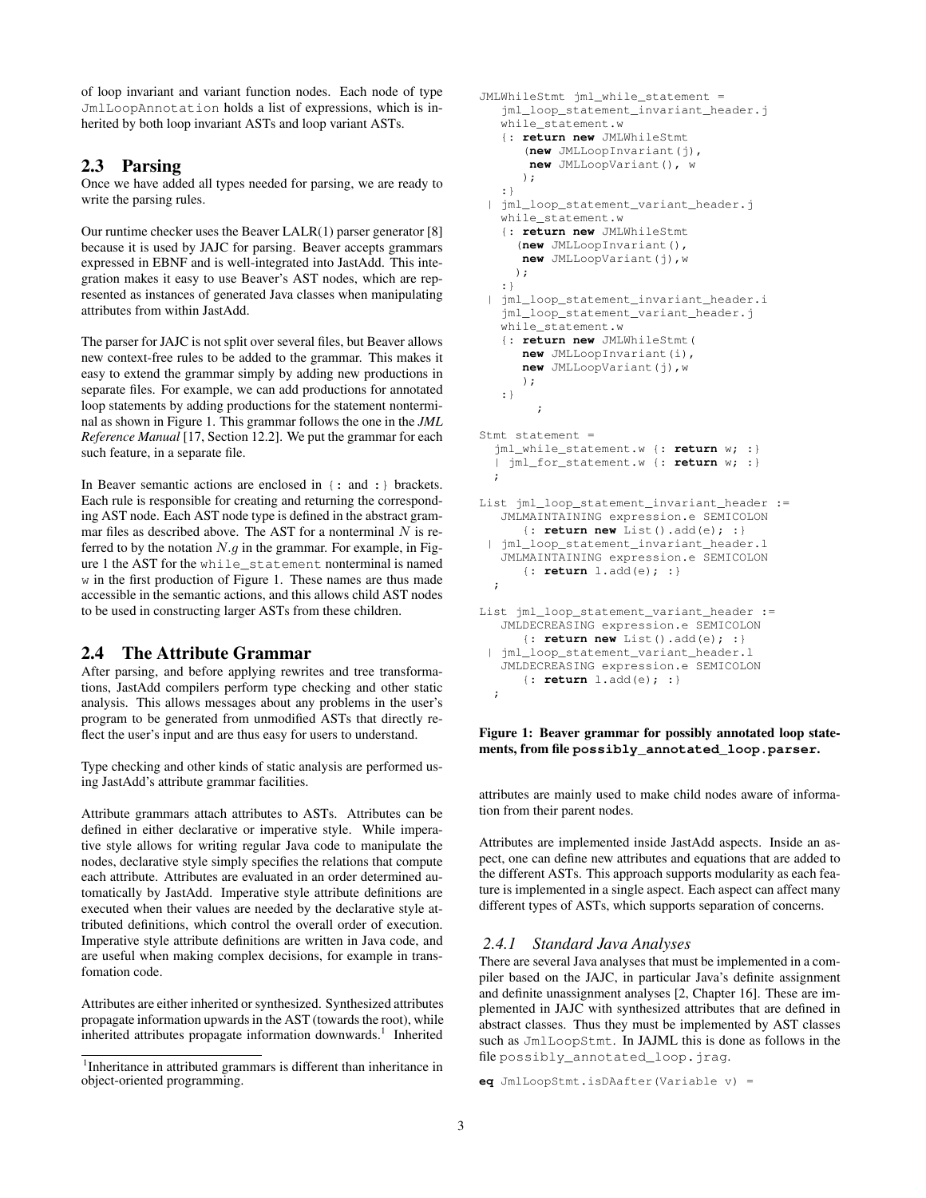of loop invariant and variant function nodes. Each node of type `JmlLoopAnnotation` holds a list of expressions, which is inherited by both loop invariant ASTs and loop variant ASTs.

## 2.3 Parsing

Once we have added all types needed for parsing, we are ready to write the parsing rules.

Our runtime checker uses the Beaver LALR(1) parser generator [8] because it is used by JAJC for parsing. Beaver accepts grammars expressed in EBNF and is well-integrated into JastAdd. This integration makes it easy to use Beaver's AST nodes, which are represented as instances of generated Java classes when manipulating attributes from within JastAdd.

The parser for JAJC is not split over several files, but Beaver allows new context-free rules to be added to the grammar. This makes it easy to extend the grammar simply by adding new productions in separate files. For example, we can add productions for annotated loop statements by adding productions for the statement nonterminal as shown in Figure 1. This grammar follows the one in the *JML Reference Manual* [17, Section 12.2]. We put the grammar for each such feature, in a separate file.

In Beaver semantic actions are enclosed in `{:` and `:}` brackets. Each rule is responsible for creating and returning the corresponding AST node. Each AST node type is defined in the abstract grammar files as described above. The AST for a nonterminal $N$ is referred to by the notation $N.g$ in the grammar. For example, in Figure 1 the AST for the `while_statement` nonterminal is named `w` in the first production of Figure 1. These names are thus made accessible in the semantic actions, and this allows child AST nodes to be used in constructing larger ASTs from these children.

## 2.4 The Attribute Grammar

After parsing, and before applying rewrites and tree transformations, JastAdd compilers perform type checking and other static analysis. This allows messages about any problems in the user's program to be generated from unmodified ASTs that directly reflect the user's input and are thus easy for users to understand.

Type checking and other kinds of static analysis are performed using JastAdd's attribute grammar facilities.

Attribute grammars attach attributes to ASTs. Attributes can be defined in either declarative or imperative style. While imperative style allows for writing regular Java code to manipulate the nodes, declarative style simply specifies the relations that compute each attribute. Attributes are evaluated in an order determined automatically by JastAdd. Imperative style attribute definitions are executed when their values are needed by the declarative style attributed definitions, which control the overall order of execution. Imperative style attribute definitions are written in Java code, and are useful when making complex decisions, for example in transfomation code.

Attributes are either inherited or synthesized. Synthesized attributes propagate information upwards in the AST (towards the root), while inherited attributes propagate information downwards.[1] Inherited attributes are mainly used to make child nodes aware of information from their parent nodes.

```
JMLWhileStmt jml_while_statement =
   jml_loop_statement_invariant_header.j
   while_statement.w
   {: return new JMLWhileStmt
       (new JMLLoopInvariant(j),
        new JMLLoopVariant(), w
       );
   :}
 | jml_loop_statement_variant_header.j
   while_statement.w
   {: return new JMLWhileStmt
      (new JMLLoopInvariant(),
       new JMLLoopVariant(j),w
      );
   :}
 | jml_loop_statement_invariant_header.i
   jml_loop_statement_variant_header.j
   while_statement.w
   {: return new JMLWhileStmt(
       new JMLLoopInvariant(i),
       new JMLLoopVariant(j),w
       );
   :}
        ;

Stmt statement =
  jml_while_statement.w {: return w; :}
  | jml_for_statement.w {: return w; :}
  ;

List jml_loop_statement_invariant_header :=
   JMLMAINTAINING expression.e SEMICOLON
      {: return new List().add(e); :}
 | jml_loop_statement_invariant_header.l
   JMLMAINTAINING expression.e SEMICOLON
      {: return l.add(e); :}
  ;

List jml_loop_statement_variant_header :=
   JMLDECREASING expression.e SEMICOLON
      {: return new List().add(e); :}
 | jml_loop_statement_variant_header.l
   JMLDECREASING expression.e SEMICOLON
      {: return l.add(e); :}
  ;
```

**Figure 1: Beaver grammar for possibly annotated loop statements, from file `possibly_annotated_loop.parser`.**

Attributes are implemented inside JastAdd aspects. Inside an aspect, one can define new attributes and equations that are added to the different ASTs. This approach supports modularity as each feature is implemented in a single aspect. Each aspect can affect many different types of ASTs, which supports separation of concerns.

### 2.4.1 Standard Java Analyses

There are several Java analyses that must be implemented in a compiler based on the JAJC, in particular Java's definite assignment and definite unassignment analyses [2, Chapter 16]. These are implemented in JAJC with synthesized attributes that are defined in abstract classes. Thus they must be implemented by AST classes such as `JmlLoopStmt`. In JAJML this is done as follows in the file `possibly_annotated_loop.jrag`.

```
eq JmlLoopStmt.isDAafter(Variable v) =
```

[1] Inheritance in attributed grammars is different than inheritance in object-oriented programming.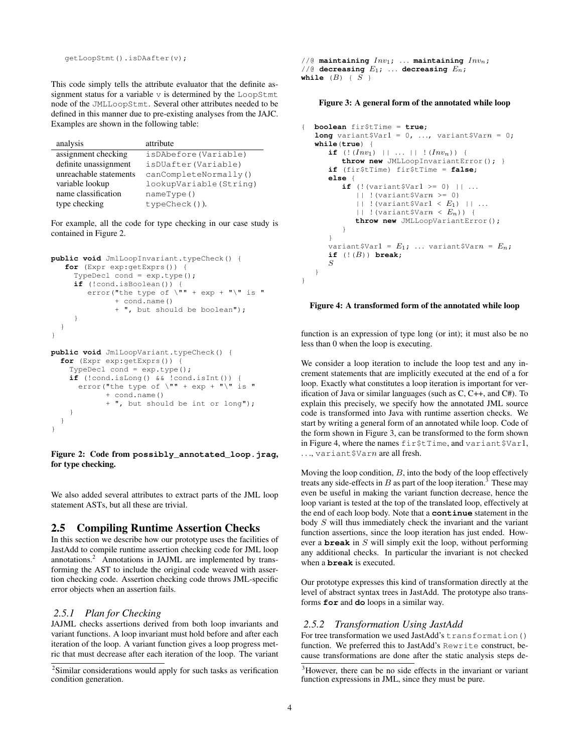```
getLoopStmt().isDAafter(v);
```

This code simply tells the attribute evaluator that the definite assignment status for a variable v is determined by the LoopStmt node of the JMLLoopStmt. Several other attributes needed to be defined in this manner due to pre-existing analyses from the JAJC. Examples are shown in the following table:

| analysis | attribute |
|---|---|
| assignment checking | isDAbefore(Variable) |
| definite unassignment | isDUafter(Variable) |
| unreachable statements | canCompleteNormally() |
| variable lookup | lookupVariable(String) |
| name classification | nameType() |
| type checking | typeCheck()). |

For example, all the code for type checking in our case study is contained in Figure 2.

```
public void JmlLoopInvariant.typeCheck() {
   for (Expr exp:getExprs()) {
     TypeDecl cond = exp.type();
     if (!cond.isBoolean()) {
        error("the type of \"" + exp + "\" is "
              + cond.name()
              + ", but should be boolean");
     }
  }
}

public void JmlLoopVariant.typeCheck() {
  for (Expr exp:getExprs()) {
    TypeDecl cond = exp.type();
    if (!cond.isLong() && !cond.isInt()) {
      error("the type of \"" + exp + "\" is "
            + cond.name()
            + ", but should be int or long");
    }
  }
}
```

**Figure 2: Code from possibly_annotated_loop.jrag, for type checking.**

We also added several attributes to extract parts of the JML loop statement ASTs, but all these are trivial.

## 2.5 Compiling Runtime Assertion Checks

In this section we describe how our prototype uses the facilities of JastAdd to compile runtime assertion checking code for JML loop annotations.[2] Annotations in JAJML are implemented by transforming the AST to include the original code weaved with assertion checking code. Assertion checking code throws JML-specific error objects when an assertion fails.

### *2.5.1 Plan for Checking*

JAJML checks assertions derived from both loop invariants and variant functions. A loop invariant must hold before and after each iteration of the loop. A variant function gives a loop progress metric that must decrease after each iteration of the loop. The variant function is an expression of type long (or int); it must also be no less than 0 when the loop is executing.

We consider a loop iteration to include the loop test and any increment statements that are implicitly executed at the end of a for loop. Exactly what constitutes a loop iteration is important for verification of Java or similar languages (such as C, C++, and C#). To explain this precisely, we specify how the annotated JML source code is transformed into Java with runtime assertion checks. We start by writing a general form of an annotated while loop. Code of the form shown in Figure 3, can be transformed to the form shown in Figure 4, where the names fir$tTime, and variant$Var1, ..., variant$Var$n$ are all fresh.

```
//@ maintaining Inv_1; ... maintaining Inv_n;
//@ decreasing E_1; ... decreasing E_n;
while (B) { S }
```

**Figure 3: A general form of the annotated while loop**

```
{  boolean fir$tTime = true;
   long variant$Var1 = 0, ..., variant$Varn = 0;
   while(true) {
      if (!(Inv_1) || ... || !(Inv_n)) {
         throw new JMLLoopInvariantError(); }
      if (fir$tTime) fir$tTime = false;
      else {
         if (!(variant$Var1 >= 0) || ...
             || !(variant$Varn >= 0)
             || !(variant$Var1 < E_1) || ...
             || !(variant$Varn < E_n)) {
            throw new JMLLoopVariantError();
         }
      }
      variant$Var1 = E_1; ... variant$Varn = E_n;
      if (!(B)) break;
      S
   }
}
```

**Figure 4: A transformed form of the annotated while loop**

Moving the loop condition, $B$, into the body of the loop effectively treats any side-effects in $B$ as part of the loop iteration.[3] These may even be useful in making the variant function decrease, hence the loop variant is tested at the top of the translated loop, effectively at the end of each loop body. Note that a **continue** statement in the body $S$ will thus immediately check the invariant and the variant function assertions, since the loop iteration has just ended. However a **break** in $S$ will simply exit the loop, without performing any additional checks. In particular the invariant is not checked when a **break** is executed.

Our prototype expresses this kind of transformation directly at the level of abstract syntax trees in JastAdd. The prototype also transforms **for** and **do** loops in a similar way.

### *2.5.2 Transformation Using JastAdd*

For tree transformation we used JastAdd's transformation() function. We preferred this to JastAdd's Rewrite construct, because transformations are done after the static analysis steps de-

[2] Similar considerations would apply for such tasks as verification condition generation.

[3] However, there can be no side effects in the invariant or variant function expressions in JML, since they must be pure.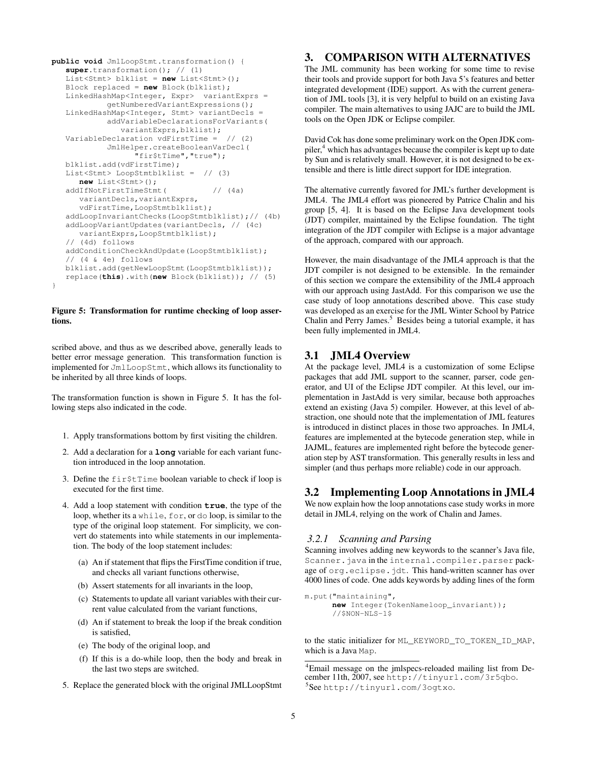```
public void JmlLoopStmt.transformation() {
   super.transformation(); // (1)
   List<Stmt> blklist = new List<Stmt>();
   Block replaced = new Block(blklist);
   LinkedHashMap<Integer, Expr>  variantExprs =
           getNumberedVariantExpressions();
   LinkedHashMap<Integer, Stmt> variantDecls =
           addVariableDeclarationsForVariants(
              variantExprs,blklist);
   VariableDeclaration vdFirstTime =  // (2)
           JmlHelper.createBooleanVarDecl(
                 "fir$tTime","true");
   blklist.add(vdFirstTime);
   List<Stmt> LoopStmtblklist =  // (3)
      new List<Stmt>();
   addIfNotFirstTimeStmt(           // (4a)
      variantDecls,variantExprs,
      vdFirstTime,LoopStmtblklist);
   addLoopInvariantChecks(LoopStmtblklist);// (4b)
   addLoopVariantUpdates(variantDecls, // (4c)
      variantExprs,LoopStmtblklist);
   // (4d) follows
   addConditionCheckAndUpdate(LoopStmtblklist);
   // (4 & 4e) follows
   blklist.add(getNewLoopStmt(LoopStmtblklist));
   replace(this).with(new Block(blklist)); // (5)
}
```

**Figure 5: Transformation for runtime checking of loop assertions.**

scribed above, and thus as we described above, generally leads to better error message generation. This transformation function is implemented for `JmlLoopStmt`, which allows its functionality to be inherited by all three kinds of loops.

The transformation function is shown in Figure 5. It has the following steps also indicated in the code.

1. Apply transformations bottom by first visiting the children.
2. Add a declaration for a **long** variable for each variant function introduced in the loop annotation.
3. Define the `fir$tTime` boolean variable to check if loop is executed for the first time.
4. Add a loop statement with condition **true**, the type of the loop, whether its a `while`, `for`, or `do` loop, is similar to the type of the original loop statement. For simplicity, we convert do statements into while statements in our implementation. The body of the loop statement includes:
   (a) An if statement that flips the FirstTime condition if true, and checks all variant functions otherwise,
   (b) Assert statements for all invariants in the loop,
   (c) Statements to update all variant variables with their current value calculated from the variant functions,
   (d) An if statement to break the loop if the break condition is satisfied,
   (e) The body of the original loop, and
   (f) If this is a do-while loop, then the body and break in the last two steps are switched.
5. Replace the generated block with the original JMLLoopStmt

# 3. COMPARISON WITH ALTERNATIVES

The JML community has been working for some time to revise their tools and provide support for both Java 5's features and better integrated development (IDE) support. As with the current generation of JML tools [3], it is very helpful to build on an existing Java compiler. The main alternatives to using JAJC are to build the JML tools on the Open JDK or Eclipse compiler.

David Cok has done some preliminary work on the Open JDK compiler,[4] which has advantages because the compiler is kept up to date by Sun and is relatively small. However, it is not designed to be extensible and there is little direct support for IDE integration.

The alternative currently favored for JML's further development is JML4. The JML4 effort was pioneered by Patrice Chalin and his group [5, 4]. It is based on the Eclipse Java development tools (JDT) compiler, maintained by the Eclipse foundation. The tight integration of the JDT compiler with Eclipse is a major advantage of the approach, compared with our approach.

However, the main disadvantage of the JML4 approach is that the JDT compiler is not designed to be extensible. In the remainder of this section we compare the extensibility of the JML4 approach with our approach using JastAdd. For this comparison we use the case study of loop annotations described above. This case study was developed as an exercise for the JML Winter School by Patrice Chalin and Perry James.[5] Besides being a tutorial example, it has been fully implemented in JML4.

## 3.1 JML4 Overview

At the package level, JML4 is a customization of some Eclipse packages that add JML support to the scanner, parser, code generator, and UI of the Eclipse JDT compiler. At this level, our implementation in JastAdd is very similar, because both approaches extend an existing (Java 5) compiler. However, at this level of abstraction, one should note that the implementation of JML features is introduced in distinct places in those two approaches. In JML4, features are implemented at the bytecode generation step, while in JAJML, features are implemented right before the bytecode generation step by AST transformation. This generally results in less and simpler (and thus perhaps more reliable) code in our approach.

## 3.2 Implementing Loop Annotations in JML4

We now explain how the loop annotations case study works in more detail in JML4, relying on the work of Chalin and James.

### 3.2.1 Scanning and Parsing

Scanning involves adding new keywords to the scanner's Java file, `Scanner.java` in the `internal.compiler.parser` package of `org.eclipse.jdt`. This hand-written scanner has over 4000 lines of code. One adds keywords by adding lines of the form

```
m.put("maintaining",
      new Integer(TokenNameloop_invariant));
      //$NON-NLS-1$
```

to the static initializer for `ML_KEYWORD_TO_TOKEN_ID_MAP`, which is a Java `Map`.

[4] Email message on the jmlspecs-reloaded mailing list from December 11th, 2007, see http://tinyurl.com/3r5qbo.

[5] See http://tinyurl.com/3ogtxo.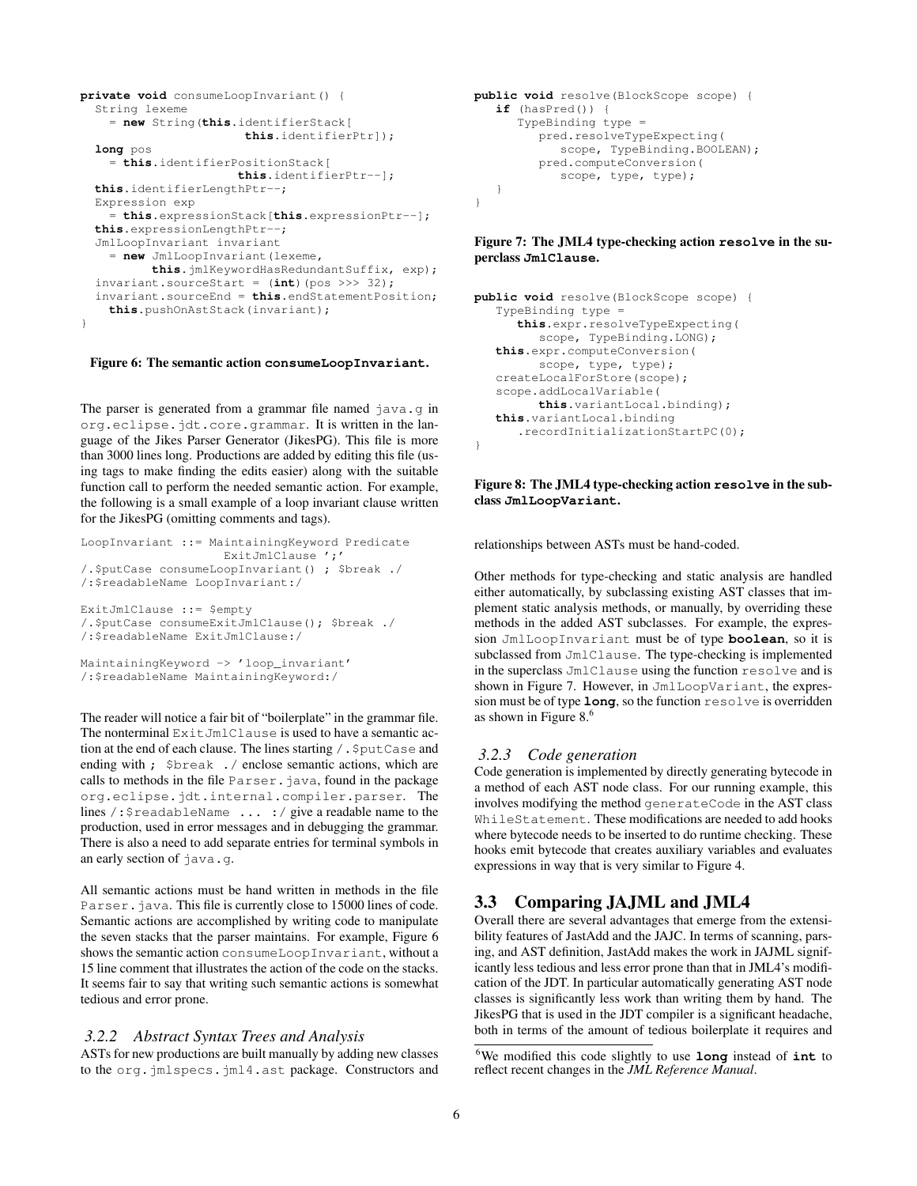```
private void consumeLoopInvariant() {
  String lexeme
    = new String(this.identifierStack[
                    this.identifierPtr]);
  long pos
    = this.identifierPositionStack[
                   this.identifierPtr--];
  this.identifierLengthPtr--;
  Expression exp
    = this.expressionStack[this.expressionPtr--];
  this.expressionLengthPtr--;
  JmlLoopInvariant invariant
    = new JmlLoopInvariant(lexeme,
         this.jmlKeywordHasRedundantSuffix, exp);
  invariant.sourceStart = (int)(pos >>> 32);
  invariant.sourceEnd = this.endStatementPosition;
    this.pushOnAstStack(invariant);
}
```

**Figure 6: The semantic action `consumeLoopInvariant`.**

The parser is generated from a grammar file named `java.g` in `org.eclipse.jdt.core.grammar`. It is written in the language of the Jikes Parser Generator (JikesPG). This file is more than 3000 lines long. Productions are added by editing this file (using tags to make finding the edits easier) along with the suitable function call to perform the needed semantic action. For example, the following is a small example of a loop invariant clause written for the JikesPG (omitting comments and tags).

```
LoopInvariant ::= MaintainingKeyword Predicate
                    ExitJmlClause ';'
/.$putCase consumeLoopInvariant() ; $break ./
/:$readableName LoopInvariant:/

ExitJmlClause ::= $empty
/.$putCase consumeExitJmlClause(); $break ./
/:$readableName ExitJmlClause:/

MaintainingKeyword -> 'loop_invariant'
/:$readableName MaintainingKeyword:/
```

The reader will notice a fair bit of "boilerplate" in the grammar file. The nonterminal `ExitJmlClause` is used to have a semantic action at the end of each clause. The lines starting `/.$putCase` and ending with `; $break ./` enclose semantic actions, which are calls to methods in the file `Parser.java`, found in the package `org.eclipse.jdt.internal.compiler.parser`. The lines `/:$readableName ... :/` give a readable name to the production, used in error messages and in debugging the grammar. There is also a need to add separate entries for terminal symbols in an early section of `java.g`.

All semantic actions must be hand written in methods in the file `Parser.java`. This file is currently close to 15000 lines of code. Semantic actions are accomplished by writing code to manipulate the seven stacks that the parser maintains. For example, Figure 6 shows the semantic action `consumeLoopInvariant`, without a 15 line comment that illustrates the action of the code on the stacks. It seems fair to say that writing such semantic actions is somewhat tedious and error prone.

### *3.2.2 Abstract Syntax Trees and Analysis*

ASTs for new productions are built manually by adding new classes to the `org.jmlspecs.jml4.ast` package. Constructors and relationships between ASTs must be hand-coded.

```
public void resolve(BlockScope scope) {
   if (hasPred()) {
      TypeBinding type =
         pred.resolveTypeExpecting(
            scope, TypeBinding.BOOLEAN);
         pred.computeConversion(
            scope, type, type);
   }
}
```

**Figure 7: The JML4 type-checking action `resolve` in the superclass `JmlClause`.**

```
public void resolve(BlockScope scope) {
   TypeBinding type =
      this.expr.resolveTypeExpecting(
         scope, TypeBinding.LONG);
   this.expr.computeConversion(
         scope, type, type);
   createLocalForStore(scope);
   scope.addLocalVariable(
         this.variantLocal.binding);
   this.variantLocal.binding
      .recordInitializationStartPC(0);
}
```

**Figure 8: The JML4 type-checking action `resolve` in the subclass `JmlLoopVariant`.**

Other methods for type-checking and static analysis are handled either automatically, by subclassing existing AST classes that implement static analysis methods, or manually, by overriding these methods in the added AST subclasses. For example, the expression `JmlLoopInvariant` must be of type **boolean**, so it is subclassed from `JmlClause`. The type-checking is implemented in the superclass `JmlClause` using the function `resolve` and is shown in Figure 7. However, in `JmlLoopVariant`, the expression must be of type **long**, so the function `resolve` is overridden as shown in Figure 8.[6]

### *3.2.3 Code generation*

Code generation is implemented by directly generating bytecode in a method of each AST node class. For our running example, this involves modifying the method `generateCode` in the AST class `WhileStatement`. These modifications are needed to add hooks where bytecode needs to be inserted to do runtime checking. These hooks emit bytecode that creates auxiliary variables and evaluates expressions in way that is very similar to Figure 4.

## 3.3 Comparing JAJML and JML4

Overall there are several advantages that emerge from the extensibility features of JastAdd and the JAJC. In terms of scanning, parsing, and AST definition, JastAdd makes the work in JAJML significantly less tedious and less error prone than that in JML4's modification of the JDT. In particular automatically generating AST node classes is significantly less work than writing them by hand. The JikesPG that is used in the JDT compiler is a significant headache, both in terms of the amount of tedious boilerplate it requires and

[6] We modified this code slightly to use **long** instead of **int** to reflect recent changes in the *JML Reference Manual*.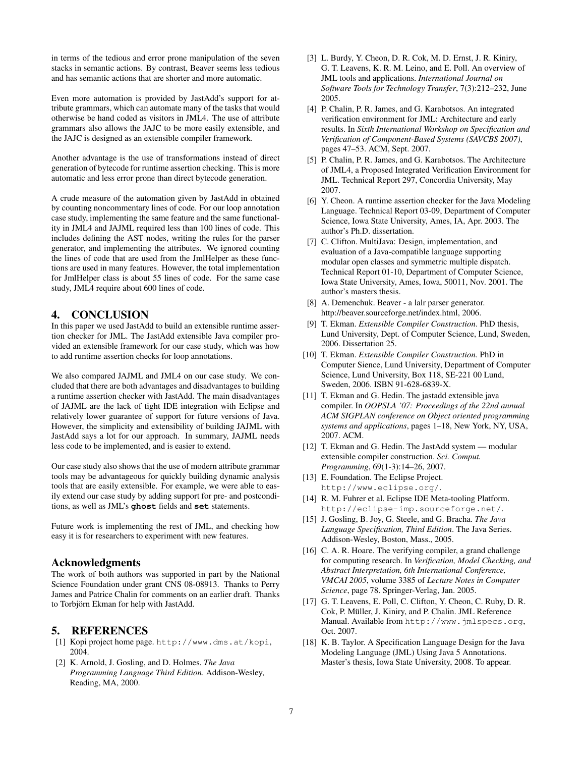in terms of the tedious and error prone manipulation of the seven stacks in semantic actions. By contrast, Beaver seems less tedious and has semantic actions that are shorter and more automatic.

Even more automation is provided by JastAdd's support for attribute grammars, which can automate many of the tasks that would otherwise be hand coded as visitors in JML4. The use of attribute grammars also allows the JAJC to be more easily extensible, and the JAJC is designed as an extensible compiler framework.

Another advantage is the use of transformations instead of direct generation of bytecode for runtime assertion checking. This is more automatic and less error prone than direct bytecode generation.

A crude measure of the automation given by JastAdd in obtained by counting noncommentary lines of code. For our loop annotation case study, implementing the same feature and the same functionality in JML4 and JAJML required less than 100 lines of code. This includes defining the AST nodes, writing the rules for the parser generator, and implementing the attributes. We ignored counting the lines of code that are used from the JmlHelper as these functions are used in many features. However, the total implementation for JmlHelper class is about 55 lines of code. For the same case study, JML4 require about 600 lines of code.

## 4. CONCLUSION

In this paper we used JastAdd to build an extensible runtime assertion checker for JML. The JastAdd extensible Java compiler provided an extensible framework for our case study, which was how to add runtime assertion checks for loop annotations.

We also compared JAJML and JML4 on our case study. We concluded that there are both advantages and disadvantages to building a runtime assertion checker with JastAdd. The main disadvantages of JAJML are the lack of tight IDE integration with Eclipse and relatively lower guarantee of support for future versions of Java. However, the simplicity and extensibility of building JAJML with JastAdd says a lot for our approach. In summary, JAJML needs less code to be implemented, and is easier to extend.

Our case study also shows that the use of modern attribute grammar tools may be advantageous for quickly building dynamic analysis tools that are easily extensible. For example, we were able to easily extend our case study by adding support for pre- and postconditions, as well as JML's **ghost** fields and **set** statements.

Future work is implementing the rest of JML, and checking how easy it is for researchers to experiment with new features.

## Acknowledgments

The work of both authors was supported in part by the National Science Foundation under grant CNS 08-08913. Thanks to Perry James and Patrice Chalin for comments on an earlier draft. Thanks to Torbjörn Ekman for help with JastAdd.

## 5. REFERENCES

[1] Kopi project home page. http://www.dms.at/kopi, 2004.

[2] K. Arnold, J. Gosling, and D. Holmes. *The Java Programming Language Third Edition*. Addison-Wesley, Reading, MA, 2000.

[3] L. Burdy, Y. Cheon, D. R. Cok, M. D. Ernst, J. R. Kiniry, G. T. Leavens, K. R. M. Leino, and E. Poll. An overview of JML tools and applications. *International Journal on Software Tools for Technology Transfer*, 7(3):212–232, June 2005.

[4] P. Chalin, P. R. James, and G. Karabotsos. An integrated verification environment for JML: Architecture and early results. In *Sixth International Workshop on Specification and Verification of Component-Based Systems (SAVCBS 2007)*, pages 47–53. ACM, Sept. 2007.

[5] P. Chalin, P. R. James, and G. Karabotsos. The Architecture of JML4, a Proposed Integrated Verification Environment for JML. Technical Report 297, Concordia University, May 2007.

[6] Y. Cheon. A runtime assertion checker for the Java Modeling Language. Technical Report 03-09, Department of Computer Science, Iowa State University, Ames, IA, Apr. 2003. The author's Ph.D. dissertation.

[7] C. Clifton. MultiJava: Design, implementation, and evaluation of a Java-compatible language supporting modular open classes and symmetric multiple dispatch. Technical Report 01-10, Department of Computer Science, Iowa State University, Ames, Iowa, 50011, Nov. 2001. The author's masters thesis.

[8] A. Demenchuk. Beaver - a lalr parser generator. http://beaver.sourceforge.net/index.html, 2006.

[9] T. Ekman. *Extensible Compiler Construction*. PhD thesis, Lund University, Dept. of Computer Science, Lund, Sweden, 2006. Dissertation 25.

[10] T. Ekman. *Extensible Compiler Construction*. PhD in Computer Sience, Lund University, Department of Computer Science, Lund University, Box 118, SE-221 00 Lund, Sweden, 2006. ISBN 91-628-6839-X.

[11] T. Ekman and G. Hedin. The jastadd extensible java compiler. In *OOPSLA '07: Proceedings of the 22nd annual ACM SIGPLAN conference on Object oriented programming systems and applications*, pages 1–18, New York, NY, USA, 2007. ACM.

[12] T. Ekman and G. Hedin. The JastAdd system — modular extensible compiler construction. *Sci. Comput. Programming*, 69(1-3):14–26, 2007.

[13] E. Foundation. The Eclipse Project. http://www.eclipse.org/.

[14] R. M. Fuhrer et al. Eclipse IDE Meta-tooling Platform. http://eclipse-imp.sourceforge.net/.

[15] J. Gosling, B. Joy, G. Steele, and G. Bracha. *The Java Language Specification, Third Edition*. The Java Series. Addison-Wesley, Boston, Mass., 2005.

[16] C. A. R. Hoare. The verifying compiler, a grand challenge for computing research. In *Verification, Model Checking, and Abstract Interpretation, 6th International Conference, VMCAI 2005*, volume 3385 of *Lecture Notes in Computer Science*, page 78. Springer-Verlag, Jan. 2005.

[17] G. T. Leavens, E. Poll, C. Clifton, Y. Cheon, C. Ruby, D. R. Cok, P. Müller, J. Kiniry, and P. Chalin. JML Reference Manual. Available from http://www.jmlspecs.org, Oct. 2007.

[18] K. B. Taylor. A Specification Language Design for the Java Modeling Language (JML) Using Java 5 Annotations. Master's thesis, Iowa State University, 2008. To appear.